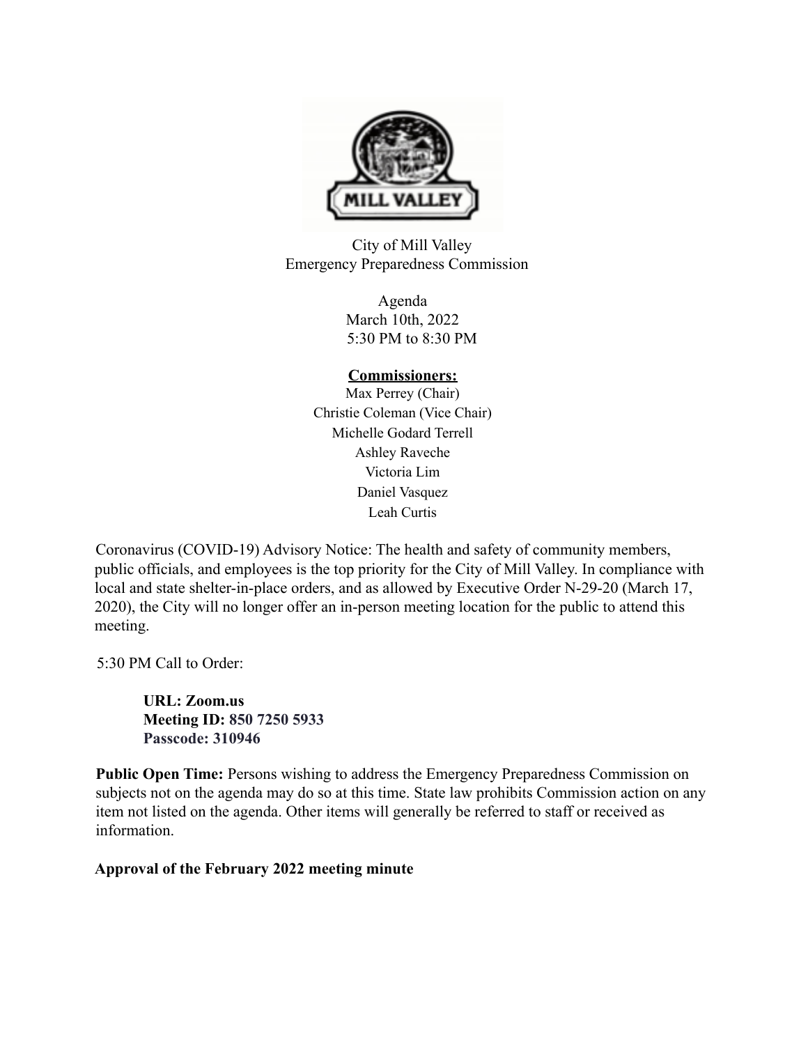City of Mill Valley
Emergency Preparedness Commission

Agenda
March 10th, 2022
5:30 PM to 8:30 PM

**Commissioners:**

Max Perrey (Chair)
Christie Coleman (Vice Chair)
Michelle Godard Terrell
Ashley Raveche
Victoria Lim
Daniel Vasquez
Leah Curtis

Coronavirus (COVID-19) Advisory Notice: The health and safety of community members, public officials, and employees is the top priority for the City of Mill Valley. In compliance with local and state shelter-in-place orders, and as allowed by Executive Order N-29-20 (March 17, 2020), the City will no longer offer an in-person meeting location for the public to attend this meeting.

5:30 PM Call to Order:

> **URL: Zoom.us**
> **Meeting ID: 850 7250 5933**
> **Passcode: 310946**

**Public Open Time:** Persons wishing to address the Emergency Preparedness Commission on subjects not on the agenda may do so at this time. State law prohibits Commission action on any item not listed on the agenda. Other items will generally be referred to staff or received as information.

**Approval of the February 2022 meeting minute**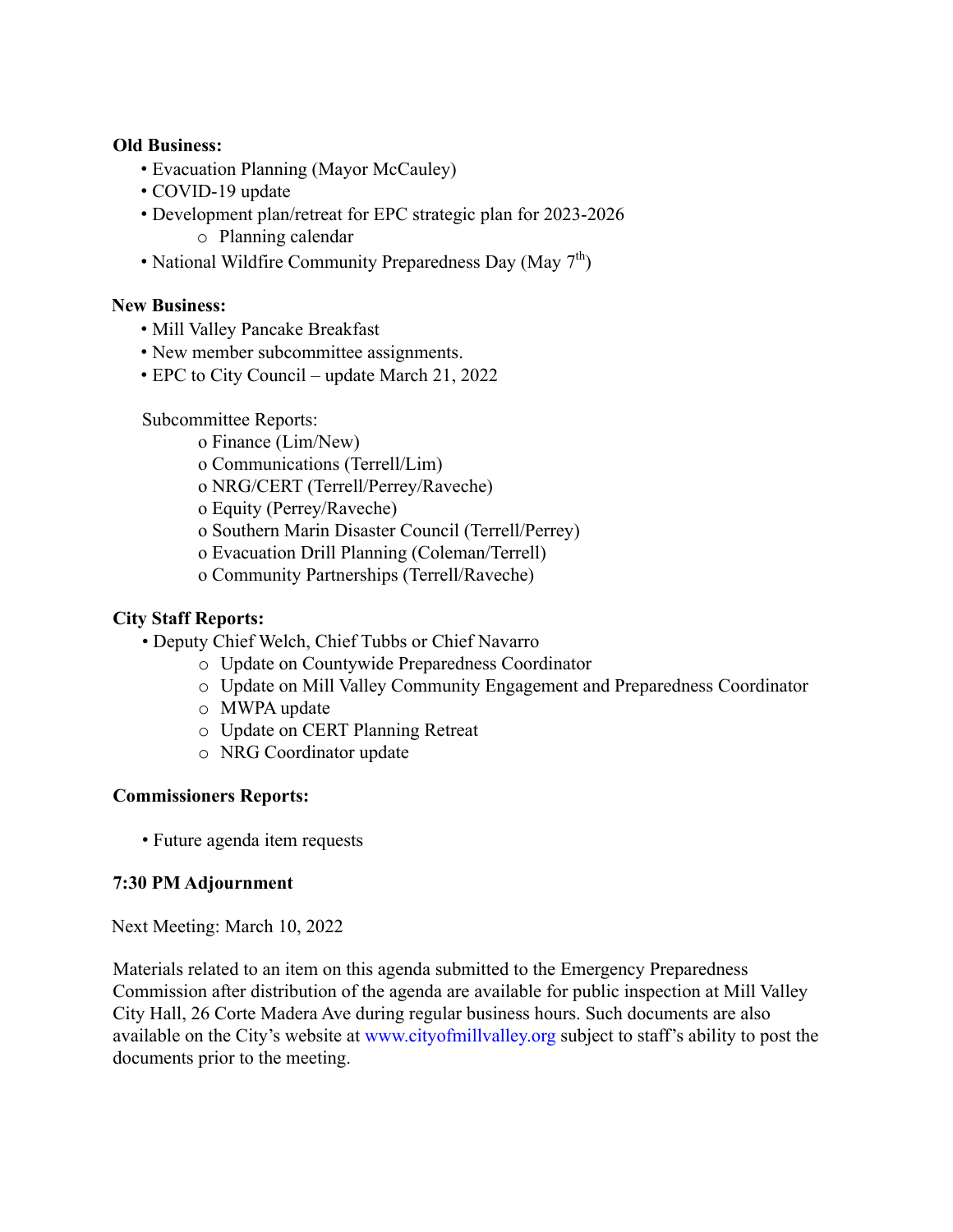**Old Business:**

- Evacuation Planning (Mayor McCauley)
- COVID-19 update
- Development plan/retreat for EPC strategic plan for 2023-2026
  - Planning calendar
- National Wildfire Community Preparedness Day (May 7th)

**New Business:**

- Mill Valley Pancake Breakfast
- New member subcommittee assignments.
- EPC to City Council – update March 21, 2022

Subcommittee Reports:

- Finance (Lim/New)
- Communications (Terrell/Lim)
- NRG/CERT (Terrell/Perrey/Raveche)
- Equity (Perrey/Raveche)
- Southern Marin Disaster Council (Terrell/Perrey)
- Evacuation Drill Planning (Coleman/Terrell)
- Community Partnerships (Terrell/Raveche)

**City Staff Reports:**

- Deputy Chief Welch, Chief Tubbs or Chief Navarro
  - Update on Countywide Preparedness Coordinator
  - Update on Mill Valley Community Engagement and Preparedness Coordinator
  - MWPA update
  - Update on CERT Planning Retreat
  - NRG Coordinator update

**Commissioners Reports:**

- Future agenda item requests

**7:30 PM Adjournment**

Next Meeting: March 10, 2022

Materials related to an item on this agenda submitted to the Emergency Preparedness Commission after distribution of the agenda are available for public inspection at Mill Valley City Hall, 26 Corte Madera Ave during regular business hours. Such documents are also available on the City's website at www.cityofmillvalley.org subject to staff's ability to post the documents prior to the meeting.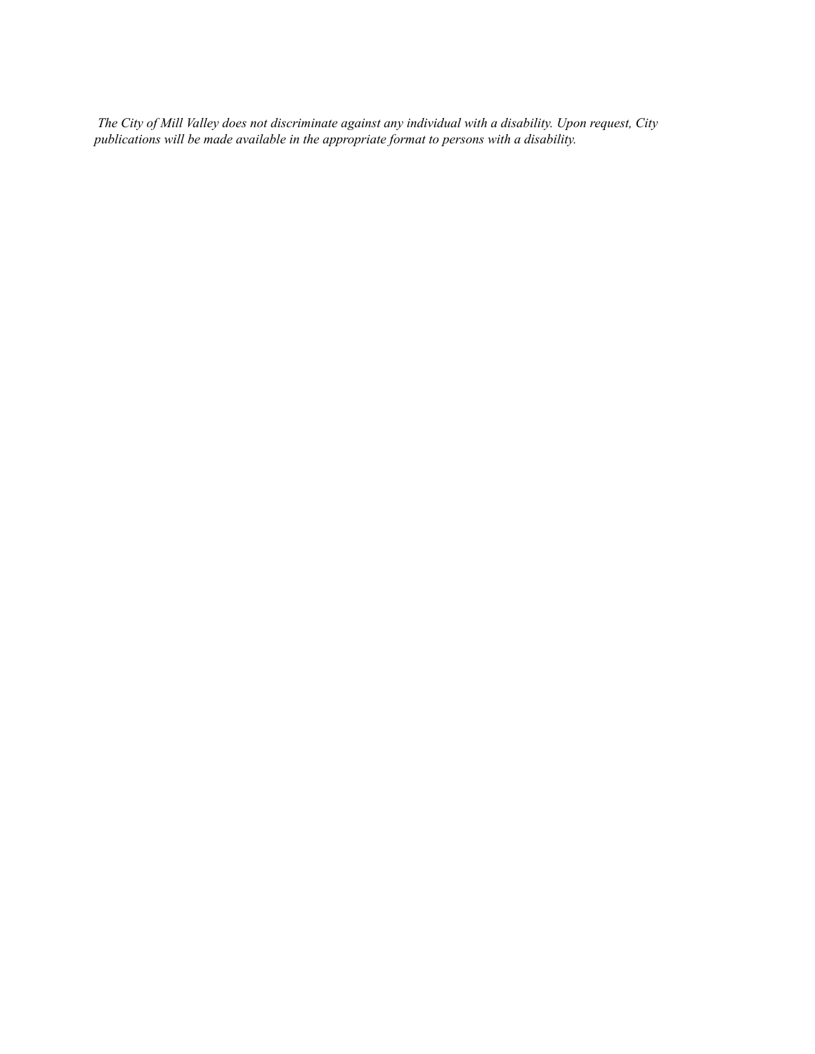*The City of Mill Valley does not discriminate against any individual with a disability. Upon request, City publications will be made available in the appropriate format to persons with a disability.*